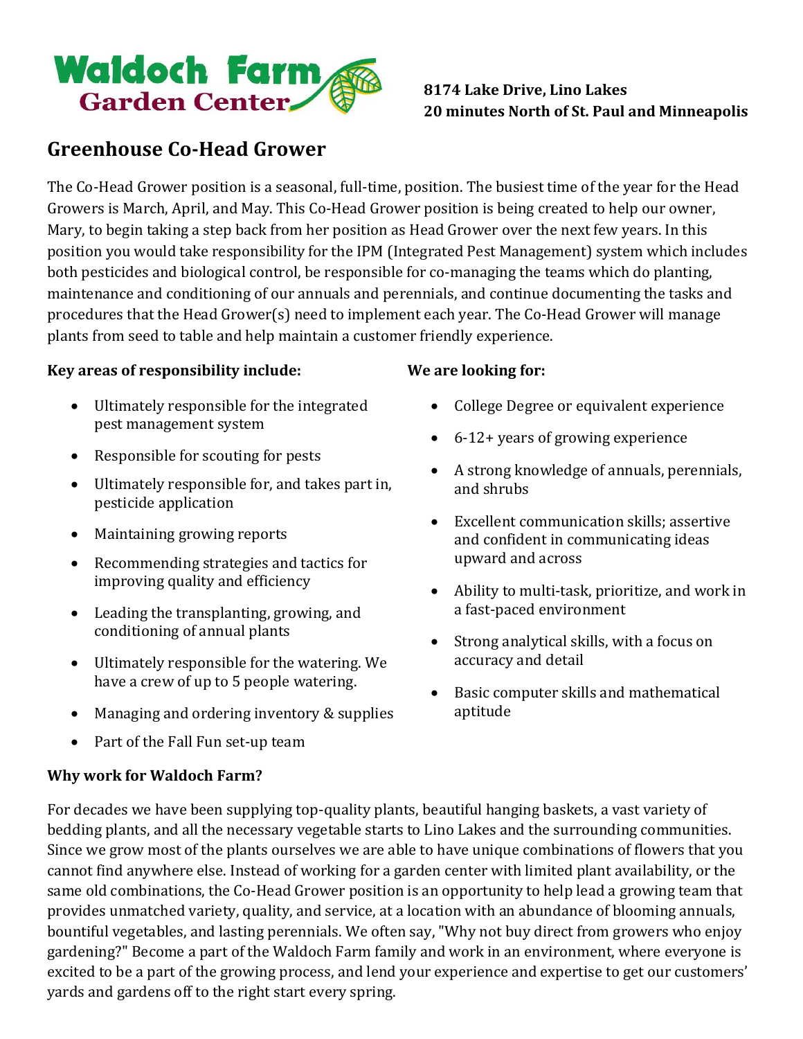**Waldoch Farm Garden Center**

**8174 Lake Drive, Lino Lakes**
**20 minutes North of St. Paul and Minneapolis**

# Greenhouse Co-Head Grower

The Co-Head Grower position is a seasonal, full-time, position. The busiest time of the year for the Head Growers is March, April, and May. This Co-Head Grower position is being created to help our owner, Mary, to begin taking a step back from her position as Head Grower over the next few years. In this position you would take responsibility for the IPM (Integrated Pest Management) system which includes both pesticides and biological control, be responsible for co-managing the teams which do planting, maintenance and conditioning of our annuals and perennials, and continue documenting the tasks and procedures that the Head Grower(s) need to implement each year. The Co-Head Grower will manage plants from seed to table and help maintain a customer friendly experience.

**Key areas of responsibility include:**

- Ultimately responsible for the integrated pest management system
- Responsible for scouting for pests
- Ultimately responsible for, and takes part in, pesticide application
- Maintaining growing reports
- Recommending strategies and tactics for improving quality and efficiency
- Leading the transplanting, growing, and conditioning of annual plants
- Ultimately responsible for the watering. We have a crew of up to 5 people watering.
- Managing and ordering inventory & supplies
- Part of the Fall Fun set-up team

**We are looking for:**

- College Degree or equivalent experience
- 6-12+ years of growing experience
- A strong knowledge of annuals, perennials, and shrubs
- Excellent communication skills; assertive and confident in communicating ideas upward and across
- Ability to multi-task, prioritize, and work in a fast-paced environment
- Strong analytical skills, with a focus on accuracy and detail
- Basic computer skills and mathematical aptitude

**Why work for Waldoch Farm?**

For decades we have been supplying top-quality plants, beautiful hanging baskets, a vast variety of bedding plants, and all the necessary vegetable starts to Lino Lakes and the surrounding communities. Since we grow most of the plants ourselves we are able to have unique combinations of flowers that you cannot find anywhere else. Instead of working for a garden center with limited plant availability, or the same old combinations, the Co-Head Grower position is an opportunity to help lead a growing team that provides unmatched variety, quality, and service, at a location with an abundance of blooming annuals, bountiful vegetables, and lasting perennials. We often say, "Why not buy direct from growers who enjoy gardening?" Become a part of the Waldoch Farm family and work in an environment, where everyone is excited to be a part of the growing process, and lend your experience and expertise to get our customers' yards and gardens off to the right start every spring.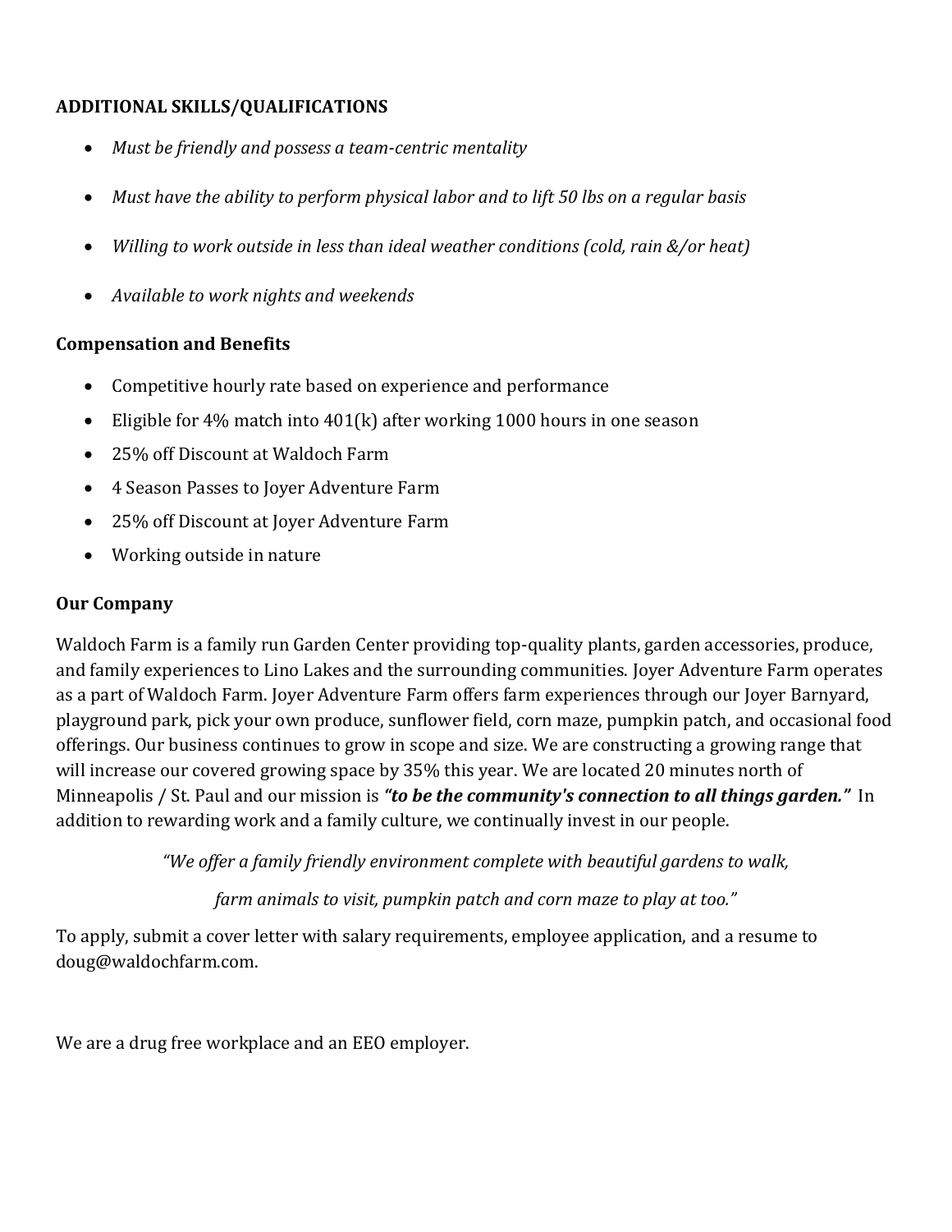**ADDITIONAL SKILLS/QUALIFICATIONS**

- *Must be friendly and possess a team-centric mentality*
- *Must have the ability to perform physical labor and to lift 50 lbs on a regular basis*
- *Willing to work outside in less than ideal weather conditions (cold, rain &/or heat)*
- *Available to work nights and weekends*

**Compensation and Benefits**

- Competitive hourly rate based on experience and performance
- Eligible for 4% match into 401(k) after working 1000 hours in one season
- 25% off Discount at Waldoch Farm
- 4 Season Passes to Joyer Adventure Farm
- 25% off Discount at Joyer Adventure Farm
- Working outside in nature

**Our Company**

Waldoch Farm is a family run Garden Center providing top-quality plants, garden accessories, produce, and family experiences to Lino Lakes and the surrounding communities. Joyer Adventure Farm operates as a part of Waldoch Farm. Joyer Adventure Farm offers farm experiences through our Joyer Barnyard, playground park, pick your own produce, sunflower field, corn maze, pumpkin patch, and occasional food offerings. Our business continues to grow in scope and size. We are constructing a growing range that will increase our covered growing space by 35% this year. We are located 20 minutes north of Minneapolis / St. Paul and our mission is ***"to be the community's connection to all things garden."*** In addition to rewarding work and a family culture, we continually invest in our people.

*"We offer a family friendly environment complete with beautiful gardens to walk,*

*farm animals to visit, pumpkin patch and corn maze to play at too."*

To apply, submit a cover letter with salary requirements, employee application, and a resume to doug@waldochfarm.com.

We are a drug free workplace and an EEO employer.